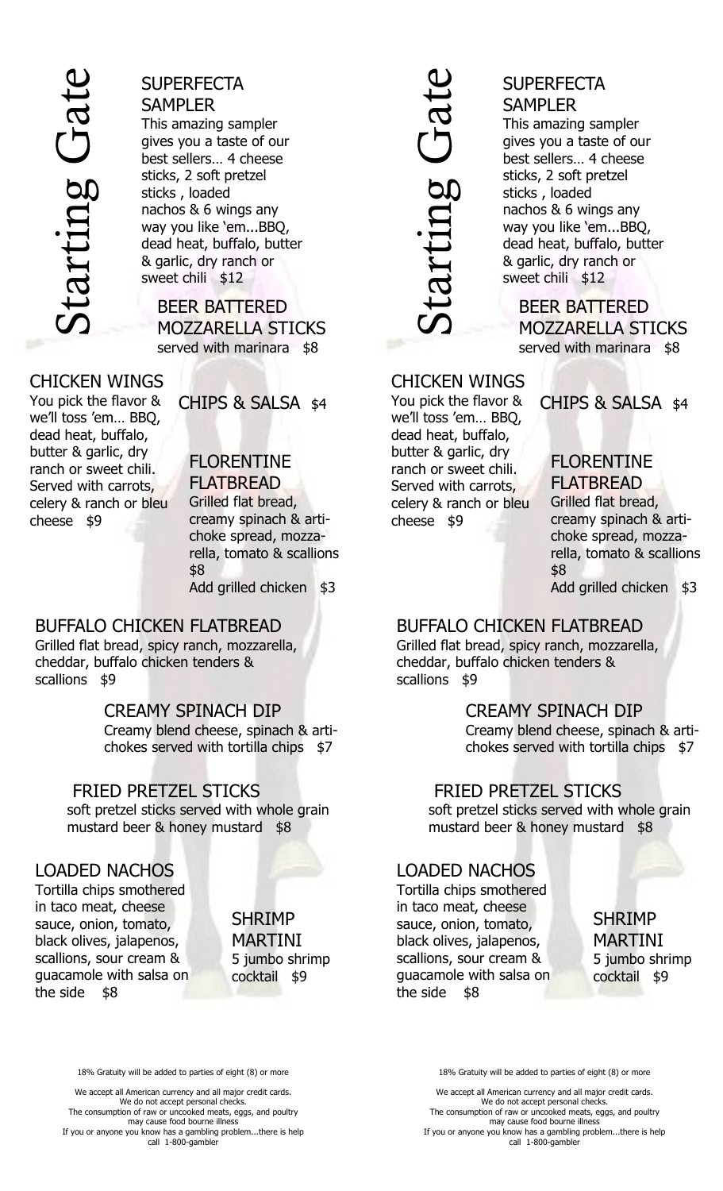# Starting Gate

## SUPERFECTA SAMPLER

This amazing sampler gives you a taste of our best sellers… 4 cheese sticks, 2 soft pretzel sticks , loaded nachos & 6 wings any way you like 'em...BBQ, dead heat, buffalo, butter & garlic, dry ranch or sweet chili $12

## BEER BATTERED MOZZARELLA STICKS

served with marinara $8

## CHICKEN WINGS

You pick the flavor & we'll toss 'em… BBQ, dead heat, buffalo, butter & garlic, dry ranch or sweet chili. Served with carrots, celery & ranch or bleu cheese $9

## CHIPS & SALSA $4

## FLORENTINE FLATBREAD

Grilled flat bread, creamy spinach & arti-choke spread, mozza-rella, tomato & scallions $8

Add grilled chicken $3

## BUFFALO CHICKEN FLATBREAD

Grilled flat bread, spicy ranch, mozzarella, cheddar, buffalo chicken tenders & scallions $9

## CREAMY SPINACH DIP

Creamy blend cheese, spinach & arti-chokes served with tortilla chips $7

## FRIED PRETZEL STICKS

soft pretzel sticks served with whole grain mustard beer & honey mustard $8

## LOADED NACHOS

Tortilla chips smothered in taco meat, cheese sauce, onion, tomato, black olives, jalapenos, scallions, sour cream & guacamole with salsa on the side $8

## SHRIMP MARTINI

5 jumbo shrimp cocktail $9

18% Gratuity will be added to parties of eight (8) or more

We accept all American currency and all major credit cards.
We do not accept personal checks.
The consumption of raw or uncooked meats, eggs, and poultry may cause food bourne illness
If you or anyone you know has a gambling problem...there is help call 1-800-gambler

# Starting Gate

## SUPERFECTA SAMPLER

This amazing sampler gives you a taste of our best sellers… 4 cheese sticks, 2 soft pretzel sticks , loaded nachos & 6 wings any way you like 'em...BBQ, dead heat, buffalo, butter & garlic, dry ranch or sweet chili $12

## BEER BATTERED MOZZARELLA STICKS

served with marinara $8

## CHICKEN WINGS

You pick the flavor & we'll toss 'em… BBQ, dead heat, buffalo, butter & garlic, dry ranch or sweet chili. Served with carrots, celery & ranch or bleu cheese $9

## CHIPS & SALSA $4

## FLORENTINE FLATBREAD

Grilled flat bread, creamy spinach & arti-choke spread, mozza-rella, tomato & scallions $8

Add grilled chicken $3

## BUFFALO CHICKEN FLATBREAD

Grilled flat bread, spicy ranch, mozzarella, cheddar, buffalo chicken tenders & scallions $9

## CREAMY SPINACH DIP

Creamy blend cheese, spinach & arti-chokes served with tortilla chips $7

## FRIED PRETZEL STICKS

soft pretzel sticks served with whole grain mustard beer & honey mustard $8

## LOADED NACHOS

Tortilla chips smothered in taco meat, cheese sauce, onion, tomato, black olives, jalapenos, scallions, sour cream & guacamole with salsa on the side $8

## SHRIMP MARTINI

5 jumbo shrimp cocktail $9

18% Gratuity will be added to parties of eight (8) or more

We accept all American currency and all major credit cards.
We do not accept personal checks.
The consumption of raw or uncooked meats, eggs, and poultry may cause food bourne illness
If you or anyone you know has a gambling problem...there is help call 1-800-gambler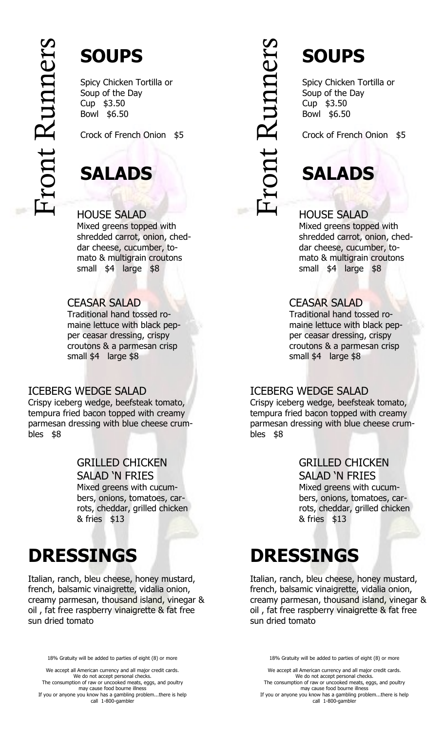Front Runners

# SOUPS

Spicy Chicken Tortilla or
Soup of the Day
Cup $3.50
Bowl $6.50

Crock of French Onion $5

# SALADS

HOUSE SALAD
Mixed greens topped with shredded carrot, onion, cheddar cheese, cucumber, tomato & multigrain croutons
small $4 large $8

CEASAR SALAD
Traditional hand tossed romaine lettuce with black pepper ceasar dressing, crispy croutons & a parmesan crisp
small $4 large $8

ICEBERG WEDGE SALAD
Crispy iceberg wedge, beefsteak tomato, tempura fried bacon topped with creamy parmesan dressing with blue cheese crumbles $8

GRILLED CHICKEN SALAD 'N FRIES
Mixed greens with cucumbers, onions, tomatoes, carrots, cheddar, grilled chicken & fries $13

# DRESSINGS

Italian, ranch, bleu cheese, honey mustard, french, balsamic vinaigrette, vidalia onion, creamy parmesan, thousand island, vinegar & oil , fat free raspberry vinaigrette & fat free sun dried tomato

18% Gratuity will be added to parties of eight (8) or more

We accept all American currency and all major credit cards.
We do not accept personal checks.
The consumption of raw or uncooked meats, eggs, and poultry may cause food bourne illness
If you or anyone you know has a gambling problem...there is help call 1-800-gambler

Front Runners

# SOUPS

Spicy Chicken Tortilla or
Soup of the Day
Cup $3.50
Bowl $6.50

Crock of French Onion $5

# SALADS

HOUSE SALAD
Mixed greens topped with shredded carrot, onion, cheddar cheese, cucumber, tomato & multigrain croutons
small $4 large $8

CEASAR SALAD
Traditional hand tossed romaine lettuce with black pepper ceasar dressing, crispy croutons & a parmesan crisp
small $4 large $8

ICEBERG WEDGE SALAD
Crispy iceberg wedge, beefsteak tomato, tempura fried bacon topped with creamy parmesan dressing with blue cheese crumbles $8

GRILLED CHICKEN SALAD 'N FRIES
Mixed greens with cucumbers, onions, tomatoes, carrots, cheddar, grilled chicken & fries $13

# DRESSINGS

Italian, ranch, bleu cheese, honey mustard, french, balsamic vinaigrette, vidalia onion, creamy parmesan, thousand island, vinegar & oil , fat free raspberry vinaigrette & fat free sun dried tomato

18% Gratuity will be added to parties of eight (8) or more

We accept all American currency and all major credit cards.
We do not accept personal checks.
The consumption of raw or uncooked meats, eggs, and poultry may cause food bourne illness
If you or anyone you know has a gambling problem...there is help call 1-800-gambler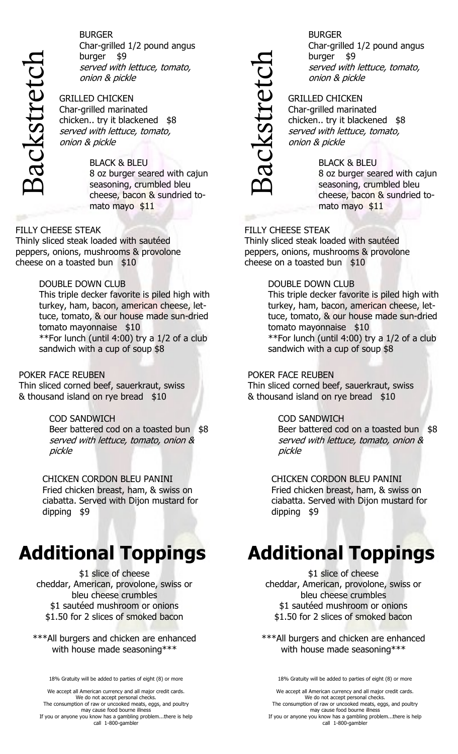# Backstretch

BURGER
Char-grilled 1/2 pound angus burger $9
*served with lettuce, tomato, onion & pickle*

GRILLED CHICKEN
Char-grilled marinated chicken.. try it blackened $8
*served with lettuce, tomato, onion & pickle*

BLACK & BLEU
8 oz burger seared with cajun seasoning, crumbled bleu cheese, bacon & sundried tomato mayo $11

FILLY CHEESE STEAK
Thinly sliced steak loaded with sautéed peppers, onions, mushrooms & provolone cheese on a toasted bun $10

DOUBLE DOWN CLUB
This triple decker favorite is piled high with turkey, ham, bacon, american cheese, lettuce, tomato, & our house made sun-dried tomato mayonnaise $10
**For lunch (until 4:00) try a 1/2 of a club sandwich with a cup of soup $8

POKER FACE REUBEN
Thin sliced corned beef, sauerkraut, swiss & thousand island on rye bread $10

COD SANDWICH
Beer battered cod on a toasted bun $8
*served with lettuce, tomato, onion & pickle*

CHICKEN CORDON BLEU PANINI
Fried chicken breast, ham, & swiss on ciabatta. Served with Dijon mustard for dipping $9

## Additional Toppings

$1 slice of cheese
cheddar, American, provolone, swiss or bleu cheese crumbles
$1 sautéed mushroom or onions
$1.50 for 2 slices of smoked bacon

***All burgers and chicken are enhanced with house made seasoning***

18% Gratuity will be added to parties of eight (8) or more

We accept all American currency and all major credit cards.
We do not accept personal checks.
The consumption of raw or uncooked meats, eggs, and poultry may cause food bourne illness
If you or anyone you know has a gambling problem...there is help call 1-800-gambler

# Backstretch

BURGER
Char-grilled 1/2 pound angus burger $9
*served with lettuce, tomato, onion & pickle*

GRILLED CHICKEN
Char-grilled marinated chicken.. try it blackened $8
*served with lettuce, tomato, onion & pickle*

BLACK & BLEU
8 oz burger seared with cajun seasoning, crumbled bleu cheese, bacon & sundried tomato mayo $11

FILLY CHEESE STEAK
Thinly sliced steak loaded with sautéed peppers, onions, mushrooms & provolone cheese on a toasted bun $10

DOUBLE DOWN CLUB
This triple decker favorite is piled high with turkey, ham, bacon, american cheese, lettuce, tomato, & our house made sun-dried tomato mayonnaise $10
**For lunch (until 4:00) try a 1/2 of a club sandwich with a cup of soup $8

POKER FACE REUBEN
Thin sliced corned beef, sauerkraut, swiss & thousand island on rye bread $10

COD SANDWICH
Beer battered cod on a toasted bun $8
*served with lettuce, tomato, onion & pickle*

CHICKEN CORDON BLEU PANINI
Fried chicken breast, ham, & swiss on ciabatta. Served with Dijon mustard for dipping $9

## Additional Toppings

$1 slice of cheese
cheddar, American, provolone, swiss or bleu cheese crumbles
$1 sautéed mushroom or onions
$1.50 for 2 slices of smoked bacon

***All burgers and chicken are enhanced with house made seasoning***

18% Gratuity will be added to parties of eight (8) or more

We accept all American currency and all major credit cards.
We do not accept personal checks.
The consumption of raw or uncooked meats, eggs, and poultry may cause food bourne illness
If you or anyone you know has a gambling problem...there is help call 1-800-gambler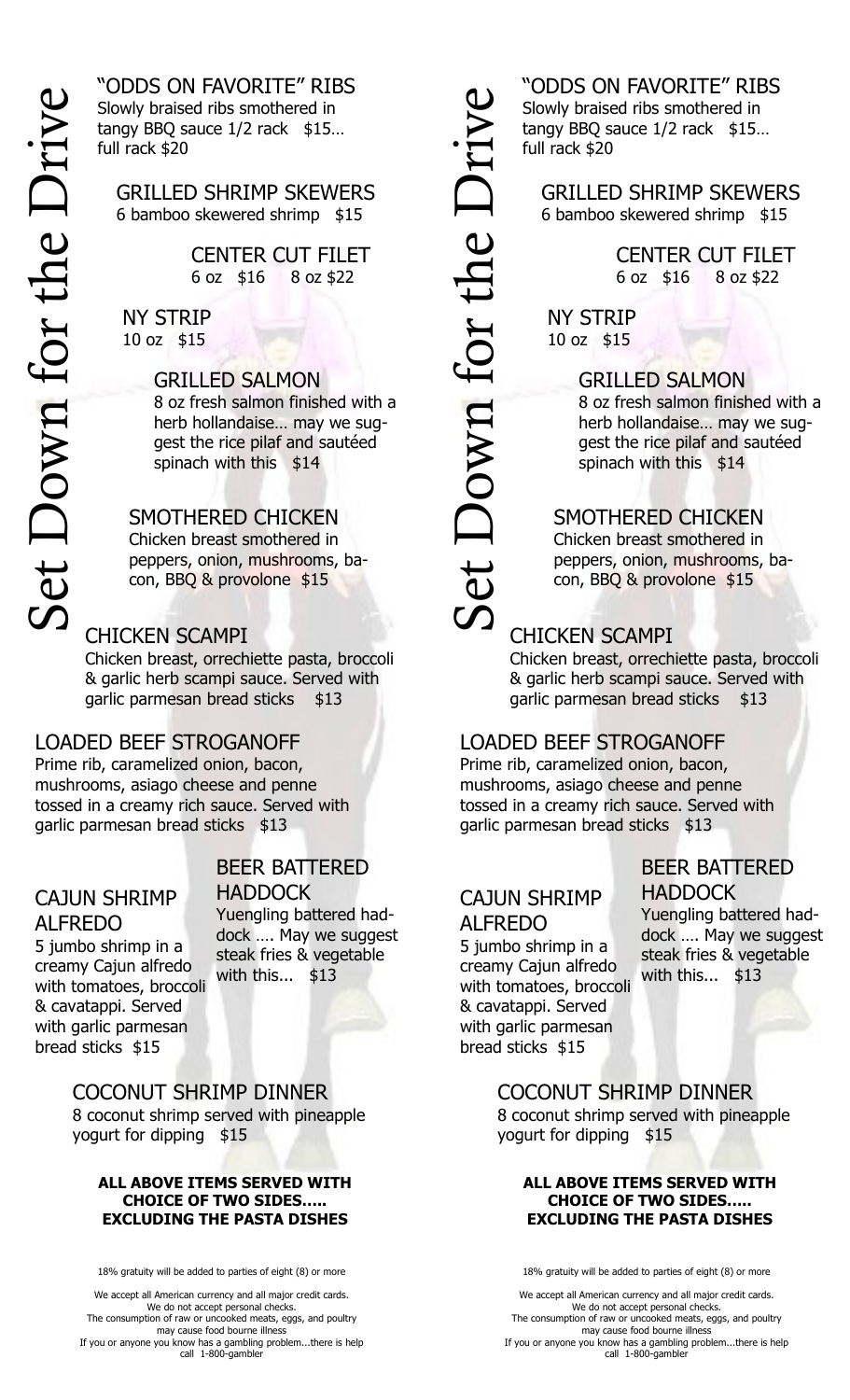# Set Down for the Drive

## "ODDS ON FAVORITE" RIBS

Slowly braised ribs smothered in tangy BBQ sauce 1/2 rack $15… full rack $20

## GRILLED SHRIMP SKEWERS

6 bamboo skewered shrimp $15

## CENTER CUT FILET

6 oz $16 8 oz $22

## NY STRIP

10 oz $15

## GRILLED SALMON

8 oz fresh salmon finished with a herb hollandaise… may we suggest the rice pilaf and sautéed spinach with this $14

## SMOTHERED CHICKEN

Chicken breast smothered in peppers, onion, mushrooms, bacon, BBQ & provolone $15

## CHICKEN SCAMPI

Chicken breast, orrechiette pasta, broccoli & garlic herb scampi sauce. Served with garlic parmesan bread sticks $13

## LOADED BEEF STROGANOFF

Prime rib, caramelized onion, bacon, mushrooms, asiago cheese and penne tossed in a creamy rich sauce. Served with garlic parmesan bread sticks $13

## CAJUN SHRIMP ALFREDO

5 jumbo shrimp in a creamy Cajun alfredo with tomatoes, broccoli & cavatappi. Served with garlic parmesan bread sticks $15

## BEER BATTERED HADDOCK

Yuengling battered haddock …. May we suggest steak fries & vegetable with this... $13

## COCONUT SHRIMP DINNER

8 coconut shrimp served with pineapple yogurt for dipping $15

**ALL ABOVE ITEMS SERVED WITH CHOICE OF TWO SIDES….. EXCLUDING THE PASTA DISHES**

18% gratuity will be added to parties of eight (8) or more

We accept all American currency and all major credit cards.
We do not accept personal checks.
The consumption of raw or uncooked meats, eggs, and poultry may cause food bourne illness
If you or anyone you know has a gambling problem...there is help call 1-800-gambler

# Set Down for the Drive

## "ODDS ON FAVORITE" RIBS

Slowly braised ribs smothered in tangy BBQ sauce 1/2 rack $15… full rack $20

## GRILLED SHRIMP SKEWERS

6 bamboo skewered shrimp $15

## CENTER CUT FILET

6 oz $16 8 oz $22

## NY STRIP

10 oz $15

## GRILLED SALMON

8 oz fresh salmon finished with a herb hollandaise… may we suggest the rice pilaf and sautéed spinach with this $14

## SMOTHERED CHICKEN

Chicken breast smothered in peppers, onion, mushrooms, bacon, BBQ & provolone $15

## CHICKEN SCAMPI

Chicken breast, orrechiette pasta, broccoli & garlic herb scampi sauce. Served with garlic parmesan bread sticks $13

## LOADED BEEF STROGANOFF

Prime rib, caramelized onion, bacon, mushrooms, asiago cheese and penne tossed in a creamy rich sauce. Served with garlic parmesan bread sticks $13

## CAJUN SHRIMP ALFREDO

5 jumbo shrimp in a creamy Cajun alfredo with tomatoes, broccoli & cavatappi. Served with garlic parmesan bread sticks $15

## BEER BATTERED HADDOCK

Yuengling battered haddock …. May we suggest steak fries & vegetable with this... $13

## COCONUT SHRIMP DINNER

8 coconut shrimp served with pineapple yogurt for dipping $15

**ALL ABOVE ITEMS SERVED WITH CHOICE OF TWO SIDES….. EXCLUDING THE PASTA DISHES**

18% gratuity will be added to parties of eight (8) or more

We accept all American currency and all major credit cards.
We do not accept personal checks.
The consumption of raw or uncooked meats, eggs, and poultry may cause food bourne illness
If you or anyone you know has a gambling problem...there is help call 1-800-gambler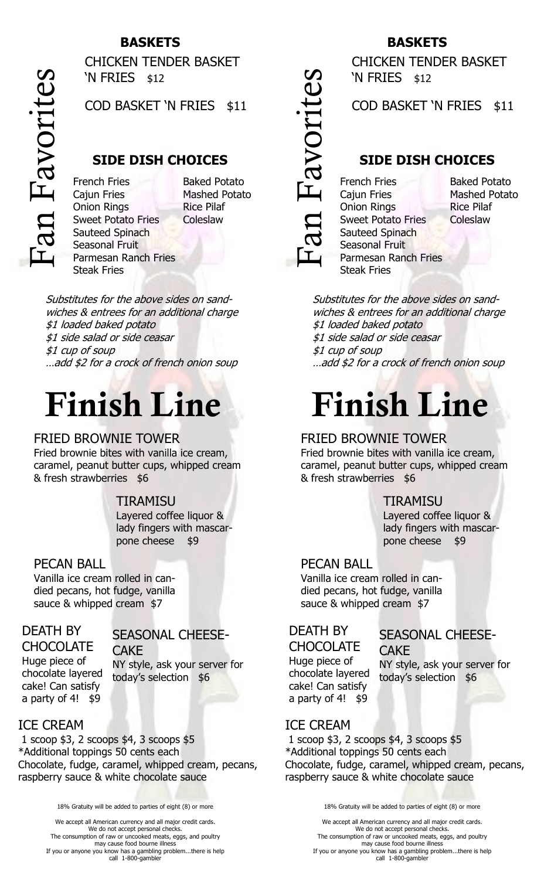# Fan Favorites

## BASKETS

CHICKEN TENDER BASKET 'N FRIES $12

COD BASKET 'N FRIES $11

## SIDE DISH CHOICES

- French Fries
- Cajun Fries
- Onion Rings
- Sweet Potato Fries
- Sauteed Spinach
- Seasonal Fruit
- Parmesan Ranch Fries
- Steak Fries
- Baked Potato
- Mashed Potato
- Rice Pilaf
- Coleslaw

*Substitutes for the above sides on sandwiches & entrees for an additional charge*
*\$1 loaded baked potato*
*\$1 side salad or side ceasar*
*\$1 cup of soup*
*…add \$2 for a crock of french onion soup*

# Finish Line

### FRIED BROWNIE TOWER

Fried brownie bites with vanilla ice cream, caramel, peanut butter cups, whipped cream & fresh strawberries $6

### TIRAMISU

Layered coffee liquor & lady fingers with mascarpone cheese $9

### PECAN BALL

Vanilla ice cream rolled in candied pecans, hot fudge, vanilla sauce & whipped cream $7

### DEATH BY CHOCOLATE

Huge piece of chocolate layered cake! Can satisfy a party of 4! $9

### SEASONAL CHEESECAKE

NY style, ask your server for today's selection $6

### ICE CREAM

1 scoop $3, 2 scoops $4, 3 scoops $5
*Additional toppings 50 cents each
Chocolate, fudge, caramel, whipped cream, pecans, raspberry sauce & white chocolate sauce

18% Gratuity will be added to parties of eight (8) or more

We accept all American currency and all major credit cards.
We do not accept personal checks.
The consumption of raw or uncooked meats, eggs, and poultry may cause food bourne illness
If you or anyone you know has a gambling problem...there is help call 1-800-gambler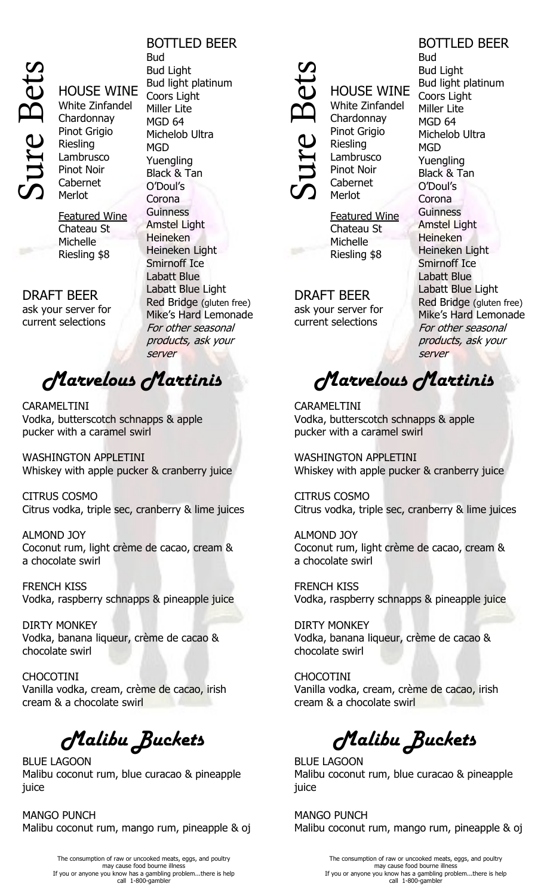# Sure Bets

## HOUSE WINE

White Zinfandel
Chardonnay
Pinot Grigio
Riesling
Lambrusco
Pinot Noir
Cabernet
Merlot

Featured Wine
Chateau St Michelle Riesling $8

## DRAFT BEER

ask your server for current selections

## BOTTLED BEER

Bud
Bud Light
Bud light platinum
Coors Light
Miller Lite
MGD 64
Michelob Ultra
MGD
Yuengling
Black & Tan
O'Doul's
Corona
Guinness
Amstel Light
Heineken
Heineken Light
Smirnoff Ice
Labatt Blue
Labatt Blue Light
Red Bridge (gluten free)
Mike's Hard Lemonade
*For other seasonal products, ask your server*

## *Marvelous Martinis*

CARAMELTINI
Vodka, butterscotch schnapps & apple pucker with a caramel swirl

WASHINGTON APPLETINI
Whiskey with apple pucker & cranberry juice

CITRUS COSMO
Citrus vodka, triple sec, cranberry & lime juices

ALMOND JOY
Coconut rum, light crème de cacao, cream & a chocolate swirl

FRENCH KISS
Vodka, raspberry schnapps & pineapple juice

DIRTY MONKEY
Vodka, banana liqueur, crème de cacao & chocolate swirl

CHOCOTINI
Vanilla vodka, cream, crème de cacao, irish cream & a chocolate swirl

## *Malibu Buckets*

BLUE LAGOON
Malibu coconut rum, blue curacao & pineapple juice

MANGO PUNCH
Malibu coconut rum, mango rum, pineapple & oj

The consumption of raw or uncooked meats, eggs, and poultry may cause food bourne illness
If you or anyone you know has a gambling problem...there is help call 1-800-gambler

# Sure Bets

## HOUSE WINE

White Zinfandel
Chardonnay
Pinot Grigio
Riesling
Lambrusco
Pinot Noir
Cabernet
Merlot

Featured Wine
Chateau St Michelle Riesling $8

## DRAFT BEER

ask your server for current selections

## BOTTLED BEER

Bud
Bud Light
Bud light platinum
Coors Light
Miller Lite
MGD 64
Michelob Ultra
MGD
Yuengling
Black & Tan
O'Doul's
Corona
Guinness
Amstel Light
Heineken
Heineken Light
Smirnoff Ice
Labatt Blue
Labatt Blue Light
Red Bridge (gluten free)
Mike's Hard Lemonade
*For other seasonal products, ask your server*

## *Marvelous Martinis*

CARAMELTINI
Vodka, butterscotch schnapps & apple pucker with a caramel swirl

WASHINGTON APPLETINI
Whiskey with apple pucker & cranberry juice

CITRUS COSMO
Citrus vodka, triple sec, cranberry & lime juices

ALMOND JOY
Coconut rum, light crème de cacao, cream & a chocolate swirl

FRENCH KISS
Vodka, raspberry schnapps & pineapple juice

DIRTY MONKEY
Vodka, banana liqueur, crème de cacao & chocolate swirl

CHOCOTINI
Vanilla vodka, cream, crème de cacao, irish cream & a chocolate swirl

## *Malibu Buckets*

BLUE LAGOON
Malibu coconut rum, blue curacao & pineapple juice

MANGO PUNCH
Malibu coconut rum, mango rum, pineapple & oj

The consumption of raw or uncooked meats, eggs, and poultry may cause food bourne illness
If you or anyone you know has a gambling problem...there is help call 1-800-gambler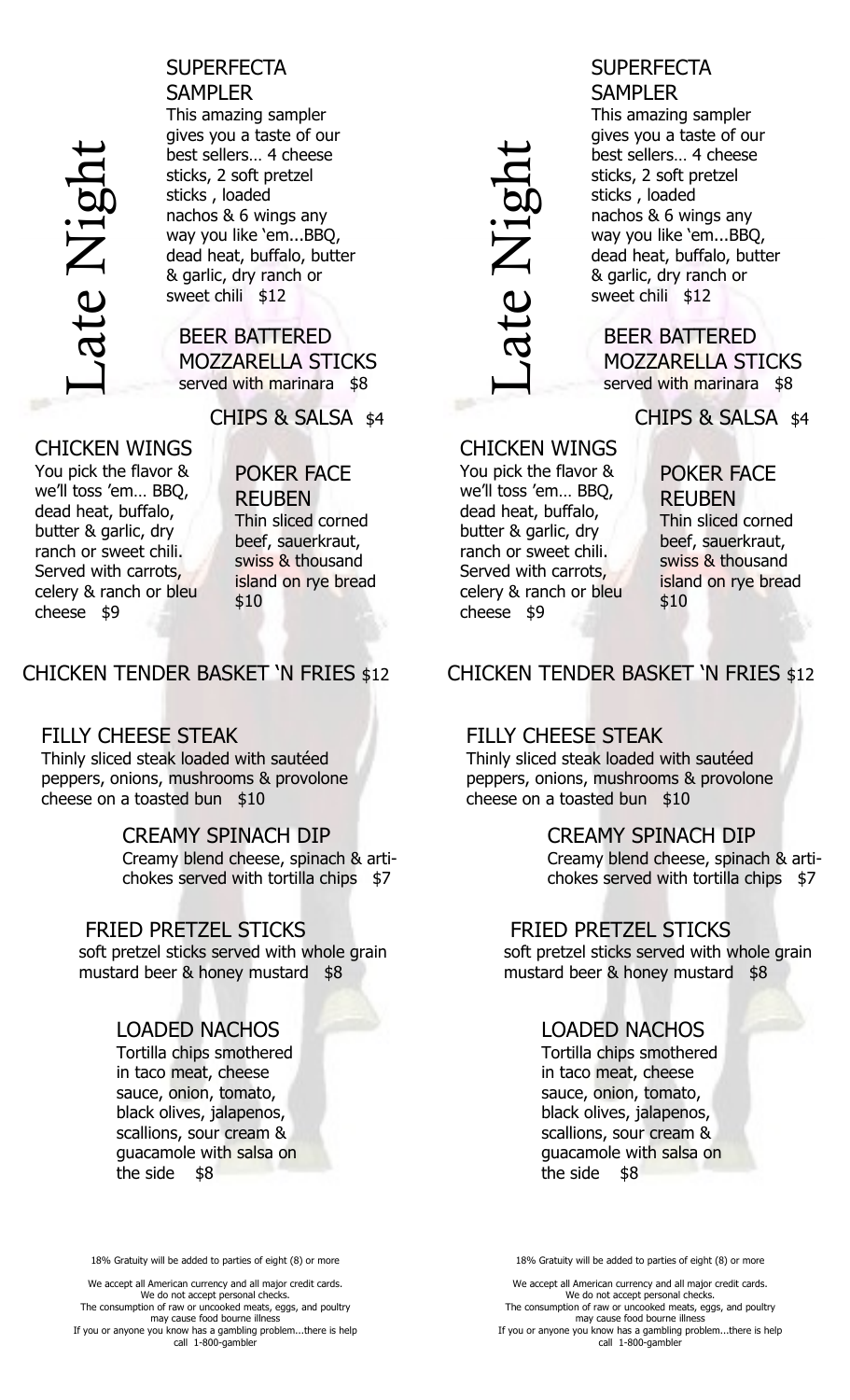# Late Night

## SUPERFECTA SAMPLER

This amazing sampler gives you a taste of our best sellers… 4 cheese sticks, 2 soft pretzel sticks , loaded nachos & 6 wings any way you like 'em...BBQ, dead heat, buffalo, butter & garlic, dry ranch or sweet chili $12

## BEER BATTERED MOZZARELLA STICKS

served with marinara $8

## CHIPS & SALSA $4

## CHICKEN WINGS

You pick the flavor & we'll toss 'em… BBQ, dead heat, buffalo, butter & garlic, dry ranch or sweet chili. Served with carrots, celery & ranch or bleu cheese $9

## POKER FACE REUBEN

Thin sliced corned beef, sauerkraut, swiss & thousand island on rye bread $10

## CHICKEN TENDER BASKET 'N FRIES $12

## FILLY CHEESE STEAK

Thinly sliced steak loaded with sautéed peppers, onions, mushrooms & provolone cheese on a toasted bun $10

## CREAMY SPINACH DIP

Creamy blend cheese, spinach & artichokes served with tortilla chips $7

## FRIED PRETZEL STICKS

soft pretzel sticks served with whole grain mustard beer & honey mustard $8

## LOADED NACHOS

Tortilla chips smothered in taco meat, cheese sauce, onion, tomato, black olives, jalapenos, scallions, sour cream & guacamole with salsa on the side $8

18% Gratuity will be added to parties of eight (8) or more

We accept all American currency and all major credit cards.
We do not accept personal checks.
The consumption of raw or uncooked meats, eggs, and poultry may cause food bourne illness
If you or anyone you know has a gambling problem...there is help call 1-800-gambler

# Late Night

## SUPERFECTA SAMPLER

This amazing sampler gives you a taste of our best sellers… 4 cheese sticks, 2 soft pretzel sticks , loaded nachos & 6 wings any way you like 'em...BBQ, dead heat, buffalo, butter & garlic, dry ranch or sweet chili $12

## BEER BATTERED MOZZARELLA STICKS

served with marinara $8

## CHIPS & SALSA $4

## CHICKEN WINGS

You pick the flavor & we'll toss 'em… BBQ, dead heat, buffalo, butter & garlic, dry ranch or sweet chili. Served with carrots, celery & ranch or bleu cheese $9

## POKER FACE REUBEN

Thin sliced corned beef, sauerkraut, swiss & thousand island on rye bread $10

## CHICKEN TENDER BASKET 'N FRIES $12

## FILLY CHEESE STEAK

Thinly sliced steak loaded with sautéed peppers, onions, mushrooms & provolone cheese on a toasted bun $10

## CREAMY SPINACH DIP

Creamy blend cheese, spinach & artichokes served with tortilla chips $7

## FRIED PRETZEL STICKS

soft pretzel sticks served with whole grain mustard beer & honey mustard $8

## LOADED NACHOS

Tortilla chips smothered in taco meat, cheese sauce, onion, tomato, black olives, jalapenos, scallions, sour cream & guacamole with salsa on the side $8

18% Gratuity will be added to parties of eight (8) or more

We accept all American currency and all major credit cards.
We do not accept personal checks.
The consumption of raw or uncooked meats, eggs, and poultry may cause food bourne illness
If you or anyone you know has a gambling problem...there is help call 1-800-gambler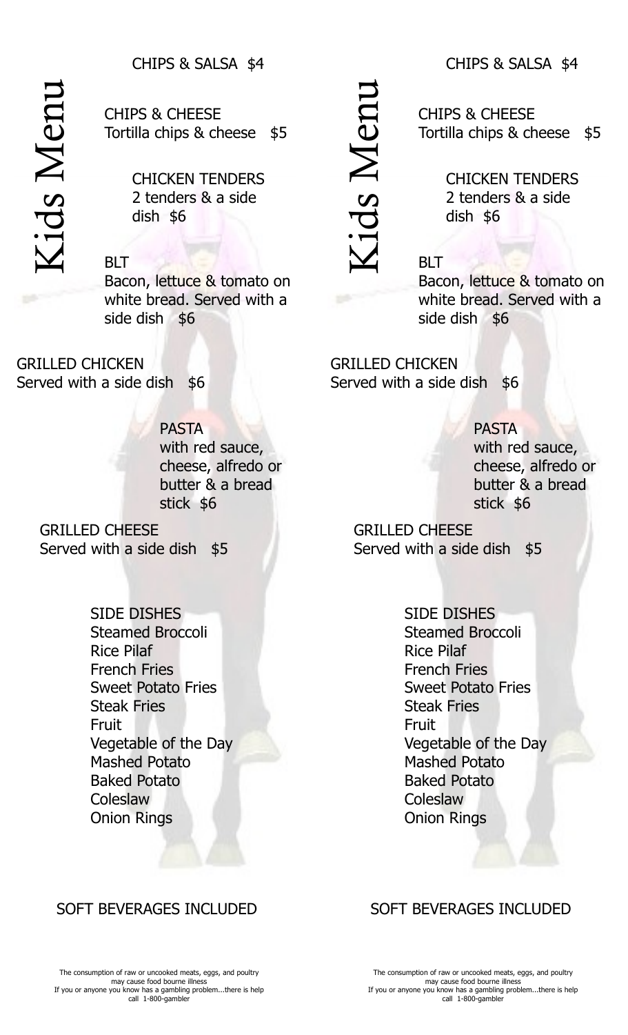# Kids Menu

CHIPS & SALSA $4

CHIPS & CHEESE
Tortilla chips & cheese $5

CHICKEN TENDERS
2 tenders & a side dish $6

BLT
Bacon, lettuce & tomato on white bread. Served with a side dish $6

GRILLED CHICKEN
Served with a side dish $6

PASTA
with red sauce, cheese, alfredo or butter & a bread stick $6

GRILLED CHEESE
Served with a side dish $5

SIDE DISHES
Steamed Broccoli
Rice Pilaf
French Fries
Sweet Potato Fries
Steak Fries
Fruit
Vegetable of the Day
Mashed Potato
Baked Potato
Coleslaw
Onion Rings

SOFT BEVERAGES INCLUDED

The consumption of raw or uncooked meats, eggs, and poultry may cause food bourne illness
If you or anyone you know has a gambling problem...there is help call 1-800-gambler

# Kids Menu

CHIPS & SALSA $4

CHIPS & CHEESE
Tortilla chips & cheese $5

CHICKEN TENDERS
2 tenders & a side dish $6

BLT
Bacon, lettuce & tomato on white bread. Served with a side dish $6

GRILLED CHICKEN
Served with a side dish $6

PASTA
with red sauce, cheese, alfredo or butter & a bread stick $6

GRILLED CHEESE
Served with a side dish $5

SIDE DISHES
Steamed Broccoli
Rice Pilaf
French Fries
Sweet Potato Fries
Steak Fries
Fruit
Vegetable of the Day
Mashed Potato
Baked Potato
Coleslaw
Onion Rings

SOFT BEVERAGES INCLUDED

The consumption of raw or uncooked meats, eggs, and poultry may cause food bourne illness
If you or anyone you know has a gambling problem...there is help call 1-800-gambler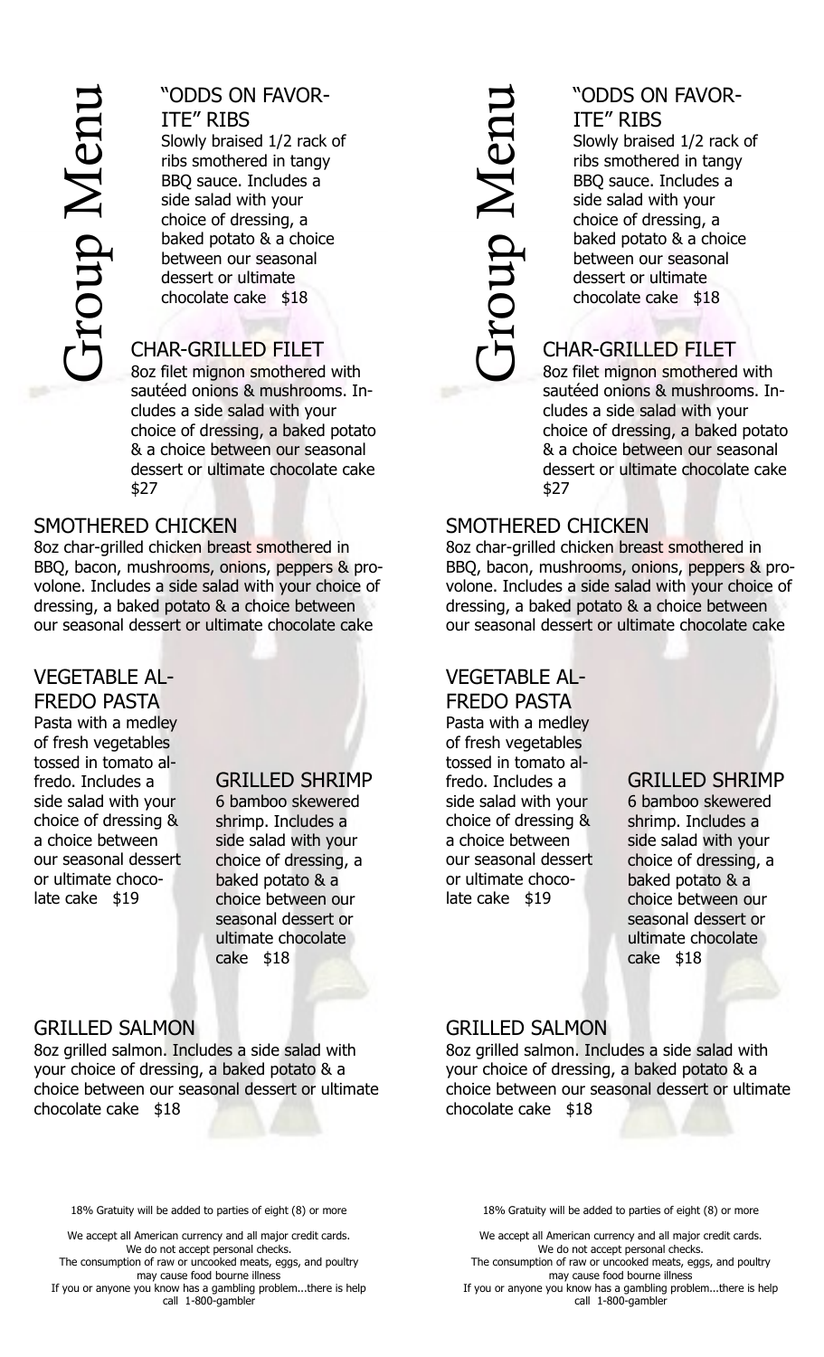# Group Menu

## "ODDS ON FAVORITE" RIBS

Slowly braised 1/2 rack of ribs smothered in tangy BBQ sauce. Includes a side salad with your choice of dressing, a baked potato & a choice between our seasonal dessert or ultimate chocolate cake $18

## CHAR-GRILLED FILET

8oz filet mignon smothered with sautéed onions & mushrooms. Includes a side salad with your choice of dressing, a baked potato & a choice between our seasonal dessert or ultimate chocolate cake $27

## SMOTHERED CHICKEN

8oz char-grilled chicken breast smothered in BBQ, bacon, mushrooms, onions, peppers & provolone. Includes a side salad with your choice of dressing, a baked potato & a choice between our seasonal dessert or ultimate chocolate cake

## VEGETABLE ALFREDO PASTA

Pasta with a medley of fresh vegetables tossed in tomato alfredo. Includes a side salad with your choice of dressing & a choice between our seasonal dessert or ultimate chocolate cake $19

## GRILLED SHRIMP

6 bamboo skewered shrimp. Includes a side salad with your choice of dressing, a baked potato & a choice between our seasonal dessert or ultimate chocolate cake $18

## GRILLED SALMON

8oz grilled salmon. Includes a side salad with your choice of dressing, a baked potato & a choice between our seasonal dessert or ultimate chocolate cake $18

18% Gratuity will be added to parties of eight (8) or more

We accept all American currency and all major credit cards.
We do not accept personal checks.
The consumption of raw or uncooked meats, eggs, and poultry may cause food bourne illness
If you or anyone you know has a gambling problem...there is help call 1-800-gambler

# Group Menu

## "ODDS ON FAVORITE" RIBS

Slowly braised 1/2 rack of ribs smothered in tangy BBQ sauce. Includes a side salad with your choice of dressing, a baked potato & a choice between our seasonal dessert or ultimate chocolate cake $18

## CHAR-GRILLED FILET

8oz filet mignon smothered with sautéed onions & mushrooms. Includes a side salad with your choice of dressing, a baked potato & a choice between our seasonal dessert or ultimate chocolate cake $27

## SMOTHERED CHICKEN

8oz char-grilled chicken breast smothered in BBQ, bacon, mushrooms, onions, peppers & provolone. Includes a side salad with your choice of dressing, a baked potato & a choice between our seasonal dessert or ultimate chocolate cake

## VEGETABLE ALFREDO PASTA

Pasta with a medley of fresh vegetables tossed in tomato alfredo. Includes a side salad with your choice of dressing & a choice between our seasonal dessert or ultimate chocolate cake $19

## GRILLED SHRIMP

6 bamboo skewered shrimp. Includes a side salad with your choice of dressing, a baked potato & a choice between our seasonal dessert or ultimate chocolate cake $18

## GRILLED SALMON

8oz grilled salmon. Includes a side salad with your choice of dressing, a baked potato & a choice between our seasonal dessert or ultimate chocolate cake $18

18% Gratuity will be added to parties of eight (8) or more

We accept all American currency and all major credit cards.
We do not accept personal checks.
The consumption of raw or uncooked meats, eggs, and poultry may cause food bourne illness
If you or anyone you know has a gambling problem...there is help call 1-800-gambler